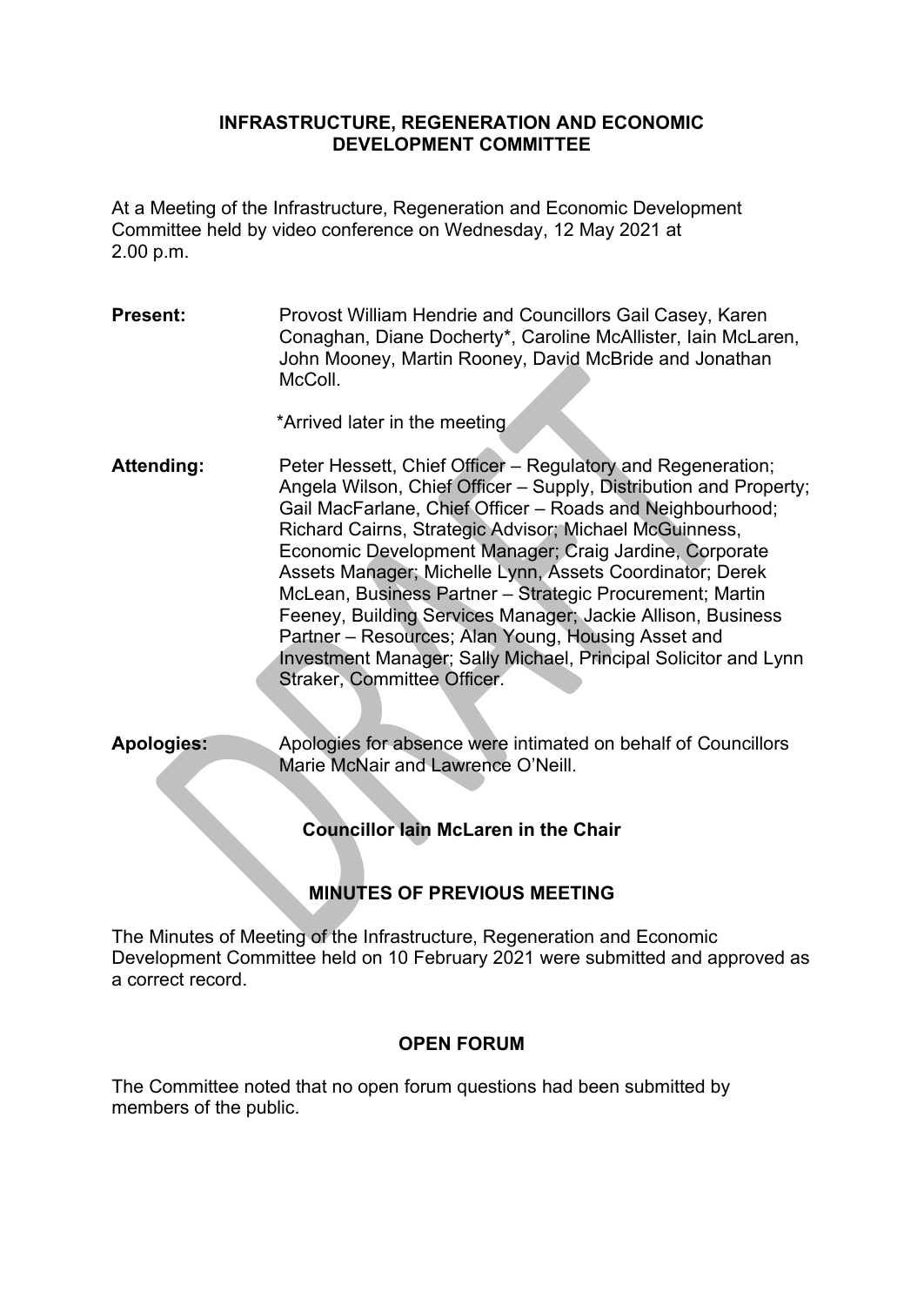# INFRASTRUCTURE, REGENERATION AND ECONOMIC DEVELOPMENT COMMITTEE

At a Meeting of the Infrastructure, Regeneration and Economic Development Committee held by video conference on Wednesday, 12 May 2021 at 2.00 p.m.

**Present:** Provost William Hendrie and Councillors Gail Casey, Karen Conaghan, Diane Docherty*, Caroline McAllister, Iain McLaren, John Mooney, Martin Rooney, David McBride and Jonathan McColl.

*Arrived later in the meeting

**Attending:** Peter Hessett, Chief Officer – Regulatory and Regeneration; Angela Wilson, Chief Officer – Supply, Distribution and Property; Gail MacFarlane, Chief Officer – Roads and Neighbourhood; Richard Cairns, Strategic Advisor; Michael McGuinness, Economic Development Manager; Craig Jardine, Corporate Assets Manager; Michelle Lynn, Assets Coordinator; Derek McLean, Business Partner – Strategic Procurement; Martin Feeney, Building Services Manager; Jackie Allison, Business Partner – Resources; Alan Young, Housing Asset and Investment Manager; Sally Michael, Principal Solicitor and Lynn Straker, Committee Officer.

**Apologies:** Apologies for absence were intimated on behalf of Councillors Marie McNair and Lawrence O'Neill.

**Councillor Iain McLaren in the Chair**

## MINUTES OF PREVIOUS MEETING

The Minutes of Meeting of the Infrastructure, Regeneration and Economic Development Committee held on 10 February 2021 were submitted and approved as a correct record.

## OPEN FORUM

The Committee noted that no open forum questions had been submitted by members of the public.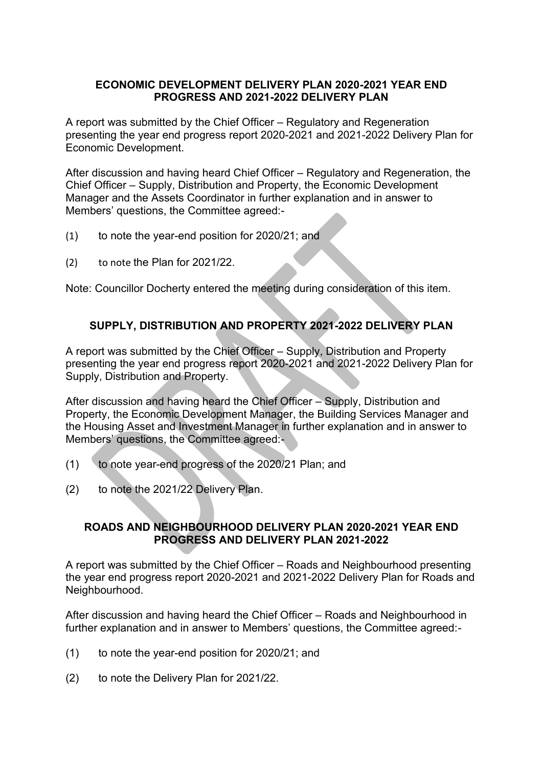## ECONOMIC DEVELOPMENT DELIVERY PLAN 2020-2021 YEAR END PROGRESS AND 2021-2022 DELIVERY PLAN

A report was submitted by the Chief Officer – Regulatory and Regeneration presenting the year end progress report 2020-2021 and 2021-2022 Delivery Plan for Economic Development.

After discussion and having heard Chief Officer – Regulatory and Regeneration, the Chief Officer – Supply, Distribution and Property, the Economic Development Manager and the Assets Coordinator in further explanation and in answer to Members' questions, the Committee agreed:-

(1) to note the year-end position for 2020/21; and

(2) to note the Plan for 2021/22.

Note: Councillor Docherty entered the meeting during consideration of this item.

## SUPPLY, DISTRIBUTION AND PROPERTY 2021-2022 DELIVERY PLAN

A report was submitted by the Chief Officer – Supply, Distribution and Property presenting the year end progress report 2020-2021 and 2021-2022 Delivery Plan for Supply, Distribution and Property.

After discussion and having heard the Chief Officer – Supply, Distribution and Property, the Economic Development Manager, the Building Services Manager and the Housing Asset and Investment Manager in further explanation and in answer to Members' questions, the Committee agreed:-

(1) to note year-end progress of the 2020/21 Plan; and

(2) to note the 2021/22 Delivery Plan.

## ROADS AND NEIGHBOURHOOD DELIVERY PLAN 2020-2021 YEAR END PROGRESS AND DELIVERY PLAN 2021-2022

A report was submitted by the Chief Officer – Roads and Neighbourhood presenting the year end progress report 2020-2021 and 2021-2022 Delivery Plan for Roads and Neighbourhood.

After discussion and having heard the Chief Officer – Roads and Neighbourhood in further explanation and in answer to Members' questions, the Committee agreed:-

(1) to note the year-end position for 2020/21; and

(2) to note the Delivery Plan for 2021/22.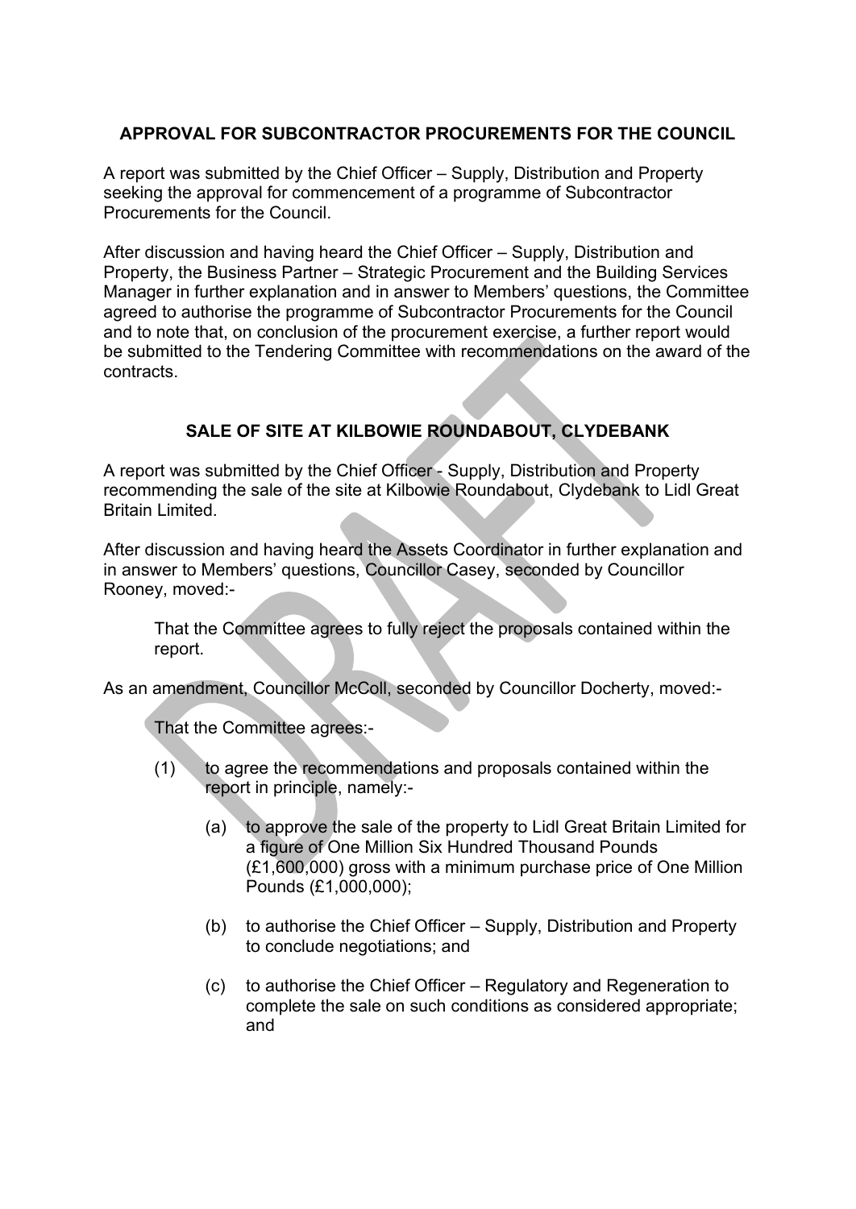**APPROVAL FOR SUBCONTRACTOR PROCUREMENTS FOR THE COUNCIL**

A report was submitted by the Chief Officer – Supply, Distribution and Property seeking the approval for commencement of a programme of Subcontractor Procurements for the Council.

After discussion and having heard the Chief Officer – Supply, Distribution and Property, the Business Partner – Strategic Procurement and the Building Services Manager in further explanation and in answer to Members' questions, the Committee agreed to authorise the programme of Subcontractor Procurements for the Council and to note that, on conclusion of the procurement exercise, a further report would be submitted to the Tendering Committee with recommendations on the award of the contracts.

**SALE OF SITE AT KILBOWIE ROUNDABOUT, CLYDEBANK**

A report was submitted by the Chief Officer - Supply, Distribution and Property recommending the sale of the site at Kilbowie Roundabout, Clydebank to Lidl Great Britain Limited.

After discussion and having heard the Assets Coordinator in further explanation and in answer to Members' questions, Councillor Casey, seconded by Councillor Rooney, moved:-

> That the Committee agrees to fully reject the proposals contained within the report.

As an amendment, Councillor McColl, seconded by Councillor Docherty, moved:-

> That the Committee agrees:-
>
> (1) to agree the recommendations and proposals contained within the report in principle, namely:-
>
> (a) to approve the sale of the property to Lidl Great Britain Limited for a figure of One Million Six Hundred Thousand Pounds (£1,600,000) gross with a minimum purchase price of One Million Pounds (£1,000,000);
>
> (b) to authorise the Chief Officer – Supply, Distribution and Property to conclude negotiations; and
>
> (c) to authorise the Chief Officer – Regulatory and Regeneration to complete the sale on such conditions as considered appropriate; and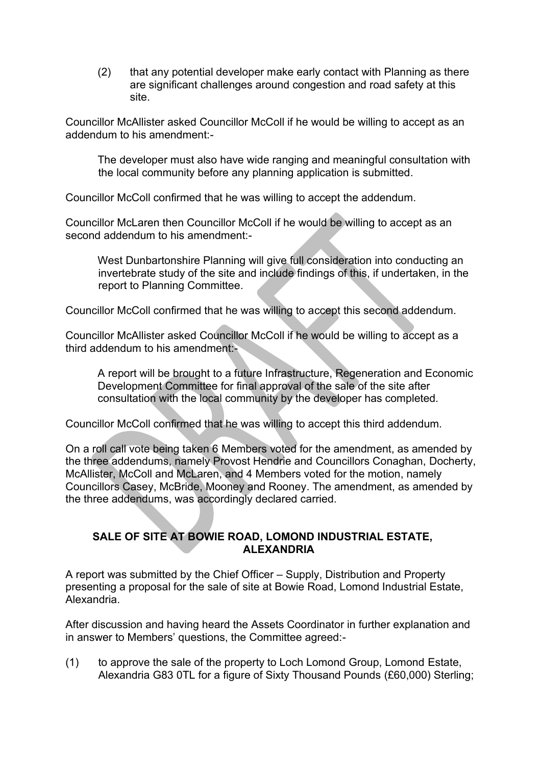(2) that any potential developer make early contact with Planning as there are significant challenges around congestion and road safety at this site.

Councillor McAllister asked Councillor McColl if he would be willing to accept as an addendum to his amendment:-

> The developer must also have wide ranging and meaningful consultation with the local community before any planning application is submitted.

Councillor McColl confirmed that he was willing to accept the addendum.

Councillor McLaren then Councillor McColl if he would be willing to accept as an second addendum to his amendment:-

> West Dunbartonshire Planning will give full consideration into conducting an invertebrate study of the site and include findings of this, if undertaken, in the report to Planning Committee.

Councillor McColl confirmed that he was willing to accept this second addendum.

Councillor McAllister asked Councillor McColl if he would be willing to accept as a third addendum to his amendment:-

> A report will be brought to a future Infrastructure, Regeneration and Economic Development Committee for final approval of the sale of the site after consultation with the local community by the developer has completed.

Councillor McColl confirmed that he was willing to accept this third addendum.

On a roll call vote being taken 6 Members voted for the amendment, as amended by the three addendums, namely Provost Hendrie and Councillors Conaghan, Docherty, McAllister, McColl and McLaren, and 4 Members voted for the motion, namely Councillors Casey, McBride, Mooney and Rooney. The amendment, as amended by the three addendums, was accordingly declared carried.

## SALE OF SITE AT BOWIE ROAD, LOMOND INDUSTRIAL ESTATE, ALEXANDRIA

A report was submitted by the Chief Officer – Supply, Distribution and Property presenting a proposal for the sale of site at Bowie Road, Lomond Industrial Estate, Alexandria.

After discussion and having heard the Assets Coordinator in further explanation and in answer to Members' questions, the Committee agreed:-

(1) to approve the sale of the property to Loch Lomond Group, Lomond Estate, Alexandria G83 0TL for a figure of Sixty Thousand Pounds (£60,000) Sterling;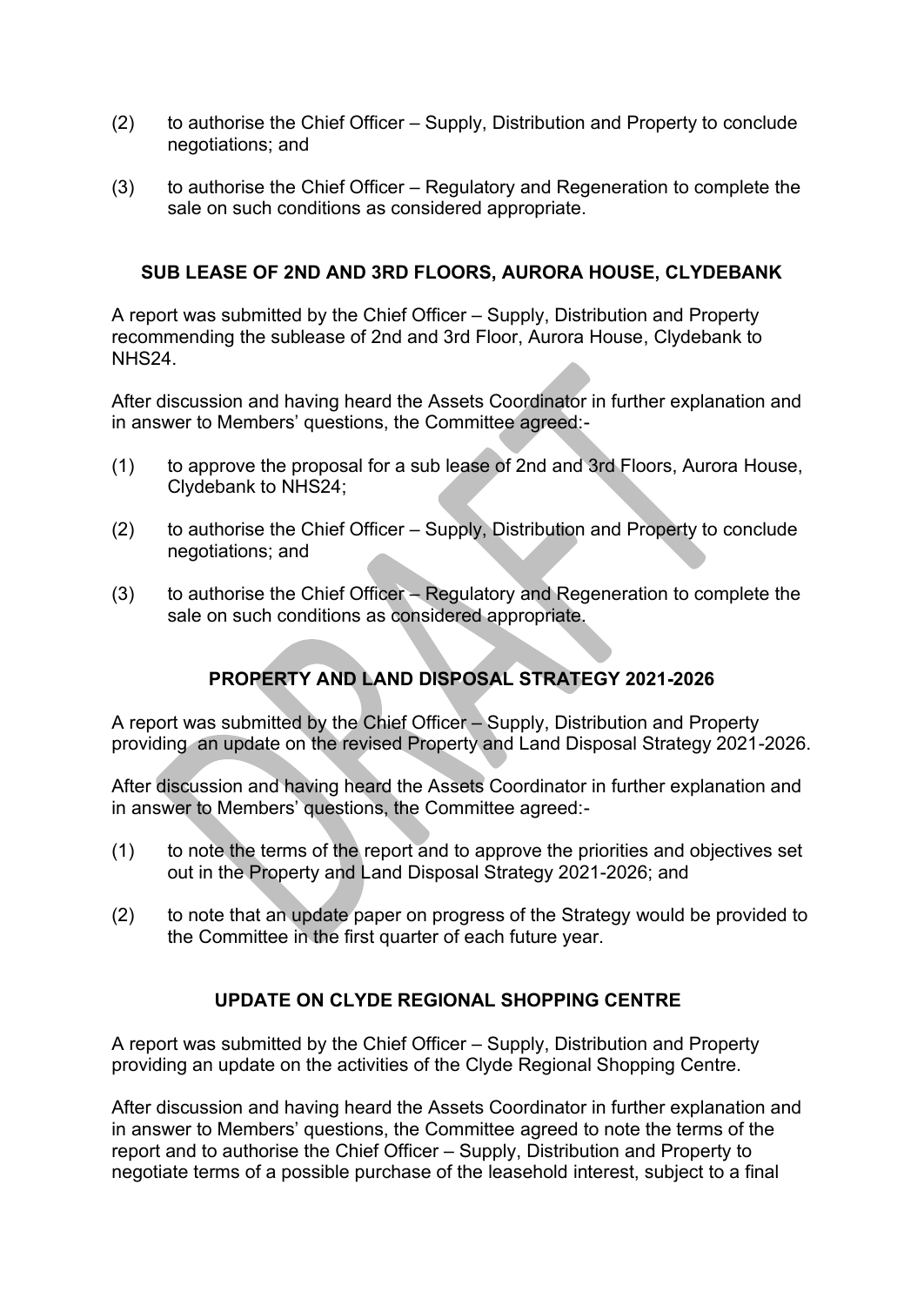(2) to authorise the Chief Officer – Supply, Distribution and Property to conclude negotiations; and

(3) to authorise the Chief Officer – Regulatory and Regeneration to complete the sale on such conditions as considered appropriate.

## SUB LEASE OF 2ND AND 3RD FLOORS, AURORA HOUSE, CLYDEBANK

A report was submitted by the Chief Officer – Supply, Distribution and Property recommending the sublease of 2nd and 3rd Floor, Aurora House, Clydebank to NHS24.

After discussion and having heard the Assets Coordinator in further explanation and in answer to Members' questions, the Committee agreed:-

(1) to approve the proposal for a sub lease of 2nd and 3rd Floors, Aurora House, Clydebank to NHS24;

(2) to authorise the Chief Officer – Supply, Distribution and Property to conclude negotiations; and

(3) to authorise the Chief Officer – Regulatory and Regeneration to complete the sale on such conditions as considered appropriate.

## PROPERTY AND LAND DISPOSAL STRATEGY 2021-2026

A report was submitted by the Chief Officer – Supply, Distribution and Property providing an update on the revised Property and Land Disposal Strategy 2021-2026.

After discussion and having heard the Assets Coordinator in further explanation and in answer to Members' questions, the Committee agreed:-

(1) to note the terms of the report and to approve the priorities and objectives set out in the Property and Land Disposal Strategy 2021-2026; and

(2) to note that an update paper on progress of the Strategy would be provided to the Committee in the first quarter of each future year.

## UPDATE ON CLYDE REGIONAL SHOPPING CENTRE

A report was submitted by the Chief Officer – Supply, Distribution and Property providing an update on the activities of the Clyde Regional Shopping Centre.

After discussion and having heard the Assets Coordinator in further explanation and in answer to Members' questions, the Committee agreed to note the terms of the report and to authorise the Chief Officer – Supply, Distribution and Property to negotiate terms of a possible purchase of the leasehold interest, subject to a final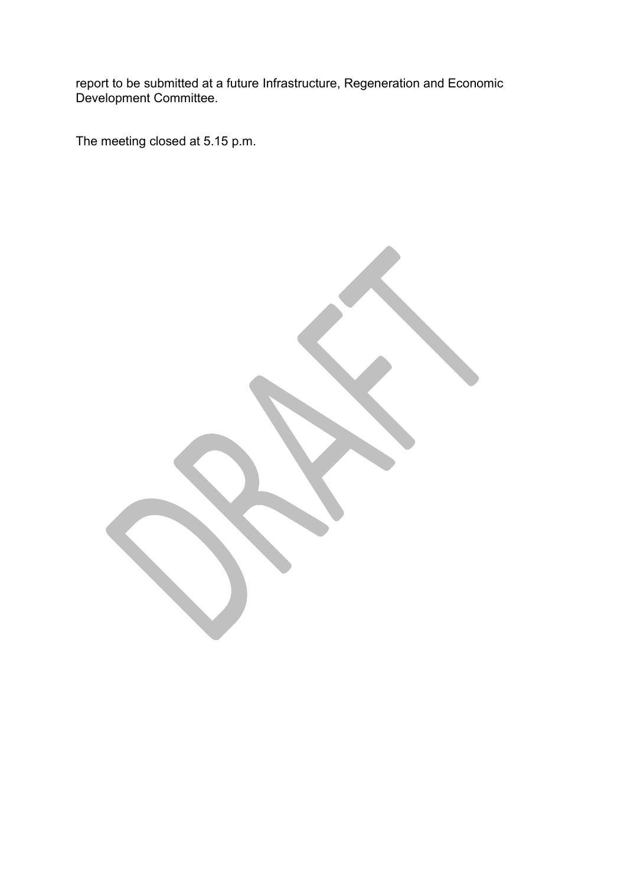report to be submitted at a future Infrastructure, Regeneration and Economic Development Committee.

The meeting closed at 5.15 p.m.